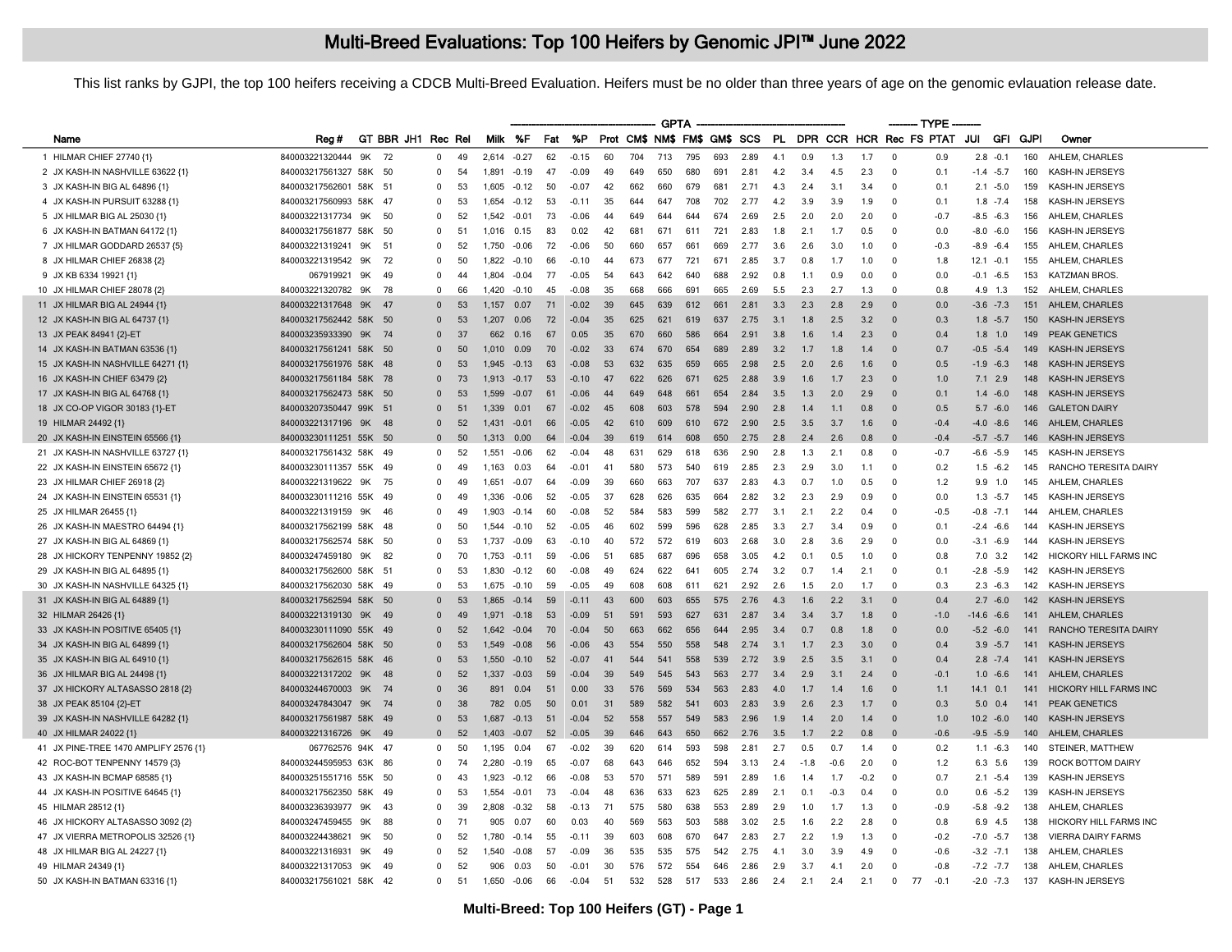# Multi-Breed Evaluations: Top 100 Heifers by Genomic JPI™ June 2022

This list ranks by GJPI, the top 100 heifers receiving a CDCB Multi-Breed Evaluation. Heifers must be no older than three years of age on the genomic evlauation release date.

| | | | | | | | | GPTA | | | | | | | | | | | | | | | TYPE | | | | | | |
|---|---|---|---|---|---|---|---|---|---|---|---|---|---|---|---|---|---|---|---|---|---|---|---|---|---|---|---|---|---|
| | Name | Reg # | GT | BBR | JH1 | Rec | Rel | Milk | %F | Fat | %P | Prot | CM$ | NM$ | FM$ | GM$ | SCS | PL | DPR | CCR | HCR | Rec | FS | PTAT | JUI | GFI | GJPI | Owner |
| 1 | HILMAR CHIEF 27740 {1} | 840003221320444 | 9K | 72 | | 0 | 49 | 2,614 | -0.27 | 62 | -0.15 | 60 | 704 | 713 | 795 | 693 | 2.89 | 4.1 | 0.9 | 1.3 | 1.7 | 0 | | 0.9 | 2.8 | -0.1 | 160 | AHLEM, CHARLES |
| 2 | JX KASH-IN NASHVILLE 63622 {1} | 840003217561327 | 58K | 50 | | 0 | 54 | 1,891 | -0.19 | 47 | -0.09 | 49 | 649 | 650 | 680 | 691 | 2.81 | 4.2 | 3.4 | 4.5 | 2.3 | 0 | | 0.1 | -1.4 | -5.7 | 160 | KASH-IN JERSEYS |
| 3 | JX KASH-IN BIG AL 64896 {1} | 840003217562601 | 58K | 51 | | 0 | 53 | 1,605 | -0.12 | 50 | -0.07 | 42 | 662 | 660 | 679 | 681 | 2.71 | 4.3 | 2.4 | 3.1 | 3.4 | 0 | | 0.1 | 2.1 | -5.0 | 159 | KASH-IN JERSEYS |
| 4 | JX KASH-IN PURSUIT 63288 {1} | 840003217560993 | 58K | 47 | | 0 | 53 | 1,654 | -0.12 | 53 | -0.11 | 35 | 644 | 647 | 708 | 702 | 2.77 | 4.2 | 3.9 | 3.9 | 1.9 | 0 | | 0.1 | 1.8 | -7.4 | 158 | KASH-IN JERSEYS |
| 5 | JX HILMAR BIG AL 25030 {1} | 840003221317734 | 9K | 50 | | 0 | 52 | 1,542 | -0.01 | 73 | -0.06 | 44 | 649 | 644 | 644 | 674 | 2.69 | 2.5 | 2.0 | 2.0 | 2.0 | 0 | | -0.7 | -8.5 | -6.3 | 156 | AHLEM, CHARLES |
| 6 | JX KASH-IN BATMAN 64172 {1} | 840003217561877 | 58K | 50 | | 0 | 51 | 1,016 | 0.15 | 83 | 0.02 | 42 | 681 | 671 | 611 | 721 | 2.83 | 1.8 | 2.1 | 1.7 | 0.5 | 0 | | 0.0 | -8.0 | -6.0 | 156 | KASH-IN JERSEYS |
| 7 | JX HILMAR GODDARD 26537 {5} | 840003221319241 | 9K | 51 | | 0 | 52 | 1,750 | -0.06 | 72 | -0.06 | 50 | 660 | 657 | 661 | 669 | 2.77 | 3.6 | 2.6 | 3.0 | 1.0 | 0 | | -0.3 | -8.9 | -6.4 | 155 | AHLEM, CHARLES |
| 8 | JX HILMAR CHIEF 26838 {2} | 840003221319542 | 9K | 72 | | 0 | 50 | 1,822 | -0.10 | 66 | -0.10 | 44 | 673 | 677 | 721 | 671 | 2.85 | 3.7 | 0.8 | 1.7 | 1.0 | 0 | | 1.8 | 12.1 | -0.1 | 155 | AHLEM, CHARLES |
| 9 | JX KB 6334 19921 {1} | 067919921 | 9K | 49 | | 0 | 44 | 1,804 | -0.04 | 77 | -0.05 | 54 | 643 | 642 | 640 | 688 | 2.92 | 0.8 | 1.1 | 0.9 | 0.0 | 0 | | 0.0 | -0.1 | -6.5 | 153 | KATZMAN BROS. |
| 10 | JX HILMAR CHIEF 28078 {2} | 840003221320782 | 9K | 78 | | 0 | 66 | 1,420 | -0.10 | 45 | -0.08 | 35 | 668 | 666 | 691 | 665 | 2.69 | 5.5 | 2.3 | 2.7 | 1.3 | 0 | | 0.8 | 4.9 | 1.3 | 152 | AHLEM, CHARLES |
| 11 | JX HILMAR BIG AL 24944 {1} | 840003221317648 | 9K | 47 | | 0 | 53 | 1,157 | 0.07 | 71 | -0.02 | 39 | 645 | 639 | 612 | 661 | 2.81 | 3.3 | 2.3 | 2.8 | 2.9 | 0 | | 0.0 | -3.6 | -7.3 | 151 | AHLEM, CHARLES |
| 12 | JX KASH-IN BIG AL 64737 {1} | 840003217562442 | 58K | 50 | | 0 | 53 | 1,207 | 0.06 | 72 | -0.04 | 35 | 625 | 621 | 619 | 637 | 2.75 | 3.1 | 1.8 | 2.5 | 3.2 | 0 | | 0.3 | 1.8 | -5.7 | 150 | KASH-IN JERSEYS |
| 13 | JX PEAK 84941 {2}-ET | 840003235933390 | 9K | 74 | | 0 | 37 | 662 | 0.16 | 67 | 0.05 | 35 | 670 | 660 | 586 | 664 | 2.91 | 3.8 | 1.6 | 1.4 | 2.3 | 0 | | 0.4 | 1.8 | 1.0 | 149 | PEAK GENETICS |
| 14 | JX KASH-IN BATMAN 63536 {1} | 840003217561241 | 58K | 50 | | 0 | 50 | 1,010 | 0.09 | 70 | -0.02 | 33 | 674 | 670 | 654 | 689 | 2.89 | 3.2 | 1.7 | 1.8 | 1.4 | 0 | | 0.7 | -0.5 | -5.4 | 149 | KASH-IN JERSEYS |
| 15 | JX KASH-IN NASHVILLE 64271 {1} | 840003217561976 | 58K | 48 | | 0 | 53 | 1,945 | -0.13 | 63 | -0.08 | 53 | 632 | 635 | 659 | 665 | 2.98 | 2.5 | 2.0 | 2.6 | 1.6 | 0 | | 0.5 | -1.9 | -6.3 | 148 | KASH-IN JERSEYS |
| 16 | JX KASH-IN CHIEF 63479 {2} | 840003217561184 | 58K | 78 | | 0 | 73 | 1,913 | -0.17 | 53 | -0.10 | 47 | 622 | 626 | 671 | 625 | 2.88 | 3.9 | 1.6 | 1.7 | 2.3 | 0 | | 1.0 | 7.1 | 2.9 | 148 | KASH-IN JERSEYS |
| 17 | JX KASH-IN BIG AL 64768 {1} | 840003217562473 | 58K | 50 | | 0 | 53 | 1,599 | -0.07 | 61 | -0.06 | 44 | 649 | 648 | 661 | 654 | 2.84 | 3.5 | 1.3 | 2.0 | 2.9 | 0 | | 0.1 | 1.4 | -6.0 | 148 | KASH-IN JERSEYS |
| 18 | JX CO-OP VIGOR 30183 {1}-ET | 840003207350447 | 99K | 51 | | 0 | 51 | 1,339 | 0.01 | 67 | -0.02 | 45 | 608 | 603 | 578 | 594 | 2.90 | 2.8 | 1.4 | 1.1 | 0.8 | 0 | | 0.5 | 5.7 | -6.0 | 146 | GALETON DAIRY |
| 19 | HILMAR 24492 {1} | 840003221317196 | 9K | 48 | | 0 | 52 | 1,431 | -0.01 | 66 | -0.05 | 42 | 610 | 609 | 610 | 672 | 2.90 | 2.5 | 3.5 | 3.7 | 1.6 | 0 | | -0.4 | -4.0 | -8.6 | 146 | AHLEM, CHARLES |
| 20 | JX KASH-IN EINSTEIN 65566 {1} | 840003230111251 | 55K | 50 | | 0 | 50 | 1,313 | 0.00 | 64 | -0.04 | 39 | 619 | 614 | 608 | 650 | 2.75 | 2.8 | 2.4 | 2.6 | 0.8 | 0 | | -0.4 | -5.7 | -5.7 | 146 | KASH-IN JERSEYS |
| 21 | JX KASH-IN NASHVILLE 63727 {1} | 840003217561432 | 58K | 49 | | 0 | 52 | 1,551 | -0.06 | 62 | -0.04 | 48 | 631 | 629 | 618 | 636 | 2.90 | 2.8 | 1.3 | 2.1 | 0.8 | 0 | | -0.7 | -6.6 | -5.9 | 145 | KASH-IN JERSEYS |
| 22 | JX KASH-IN EINSTEIN 65672 {1} | 840003230111357 | 55K | 49 | | 0 | 49 | 1,163 | 0.03 | 64 | -0.01 | 41 | 580 | 573 | 540 | 619 | 2.85 | 2.3 | 2.9 | 3.0 | 1.1 | 0 | | 0.2 | 1.5 | -6.2 | 145 | RANCHO TERESITA DAIRY |
| 23 | JX HILMAR CHIEF 26918 {2} | 840003221319622 | 9K | 75 | | 0 | 49 | 1,651 | -0.07 | 64 | -0.09 | 39 | 660 | 660 | 707 | 637 | 2.83 | 4.3 | 0.7 | 1.0 | 0.5 | 0 | | 1.2 | 9.9 | 1.0 | 145 | AHLEM, CHARLES |
| 24 | JX KASH-IN EINSTEIN 65531 {1} | 840003230111216 | 55K | 49 | | 0 | 49 | 1,336 | -0.06 | 52 | -0.05 | 37 | 628 | 626 | 635 | 664 | 2.82 | 3.2 | 2.3 | 2.9 | 0.9 | 0 | | 0.0 | 1.3 | -5.7 | 145 | KASH-IN JERSEYS |
| 25 | JX HILMAR 26455 {1} | 840003221319159 | 9K | 46 | | 0 | 49 | 1,903 | -0.14 | 60 | -0.08 | 52 | 584 | 583 | 599 | 582 | 2.77 | 3.1 | 2.1 | 2.2 | 0.4 | 0 | | -0.5 | -0.8 | -7.1 | 144 | AHLEM, CHARLES |
| 26 | JX KASH-IN MAESTRO 64494 {1} | 840003217562199 | 58K | 48 | | 0 | 50 | 1,544 | -0.10 | 52 | -0.05 | 46 | 602 | 599 | 596 | 628 | 2.85 | 3.3 | 2.7 | 3.4 | 0.9 | 0 | | 0.1 | -2.4 | -6.6 | 144 | KASH-IN JERSEYS |
| 27 | JX KASH-IN BIG AL 64869 {1} | 840003217562574 | 58K | 50 | | 0 | 53 | 1,737 | -0.09 | 63 | -0.10 | 40 | 572 | 572 | 619 | 603 | 2.68 | 3.0 | 2.8 | 3.6 | 2.9 | 0 | | 0.0 | -3.1 | -6.9 | 144 | KASH-IN JERSEYS |
| 28 | JX HICKORY TENPENNY 19852 {2} | 840003247459180 | 9K | 82 | | 0 | 70 | 1,753 | -0.11 | 59 | -0.06 | 51 | 685 | 687 | 696 | 658 | 3.05 | 4.2 | 0.1 | 0.5 | 1.0 | 0 | | 0.8 | 7.0 | 3.2 | 142 | HICKORY HILL FARMS INC |
| 29 | JX KASH-IN BIG AL 64895 {1} | 840003217562600 | 58K | 51 | | 0 | 53 | 1,830 | -0.12 | 60 | -0.08 | 49 | 624 | 622 | 641 | 605 | 2.74 | 3.2 | 0.7 | 1.4 | 2.1 | 0 | | 0.1 | -2.8 | -5.9 | 142 | KASH-IN JERSEYS |
| 30 | JX KASH-IN NASHVILLE 64325 {1} | 840003217562030 | 58K | 49 | | 0 | 53 | 1,675 | -0.10 | 59 | -0.05 | 49 | 608 | 608 | 611 | 621 | 2.92 | 2.6 | 1.5 | 2.0 | 1.7 | 0 | | 0.3 | 2.3 | -6.3 | 142 | KASH-IN JERSEYS |
| 31 | JX KASH-IN BIG AL 64889 {1} | 840003217562594 | 58K | 50 | | 0 | 53 | 1,865 | -0.14 | 59 | -0.11 | 43 | 600 | 603 | 655 | 575 | 2.76 | 4.3 | 1.6 | 2.2 | 3.1 | 0 | | 0.4 | 2.7 | -6.0 | 142 | KASH-IN JERSEYS |
| 32 | HILMAR 26426 {1} | 840003221319130 | 9K | 49 | | 0 | 49 | 1,971 | -0.18 | 53 | -0.09 | 51 | 591 | 593 | 627 | 631 | 2.87 | 3.4 | 3.4 | 3.7 | 1.8 | 0 | | -1.0 | -14.6 | -6.6 | 141 | AHLEM, CHARLES |
| 33 | JX KASH-IN POSITIVE 65405 {1} | 840003230111090 | 55K | 49 | | 0 | 52 | 1,642 | -0.04 | 70 | -0.04 | 50 | 663 | 662 | 656 | 644 | 2.95 | 3.4 | 0.7 | 0.8 | 1.8 | 0 | | 0.0 | -5.2 | -6.0 | 141 | RANCHO TERESITA DAIRY |
| 34 | JX KASH-IN BIG AL 64899 {1} | 840003217562604 | 58K | 50 | | 0 | 53 | 1,549 | -0.08 | 56 | -0.06 | 43 | 554 | 550 | 558 | 548 | 2.74 | 3.1 | 1.7 | 2.3 | 3.0 | 0 | | 0.4 | 3.9 | -5.7 | 141 | KASH-IN JERSEYS |
| 35 | JX KASH-IN BIG AL 64910 {1} | 840003217562615 | 58K | 46 | | 0 | 53 | 1,550 | -0.10 | 52 | -0.07 | 41 | 544 | 541 | 558 | 539 | 2.72 | 3.9 | 2.5 | 3.5 | 3.1 | 0 | | 0.4 | 2.8 | -7.4 | 141 | KASH-IN JERSEYS |
| 36 | JX HILMAR BIG AL 24498 {1} | 840003221317202 | 9K | 48 | | 0 | 52 | 1,337 | -0.03 | 59 | -0.04 | 39 | 549 | 545 | 543 | 563 | 2.77 | 3.4 | 2.9 | 3.1 | 2.4 | 0 | | -0.1 | 1.0 | -6.6 | 141 | AHLEM, CHARLES |
| 37 | JX HICKORY ALTASASSO 2818 {2} | 840003244670003 | 9K | 74 | | 0 | 36 | 891 | 0.04 | 51 | 0.00 | 33 | 576 | 569 | 534 | 563 | 2.83 | 4.0 | 1.7 | 1.4 | 1.6 | 0 | | 1.1 | 14.1 | 0.1 | 141 | HICKORY HILL FARMS INC |
| 38 | JX PEAK 85104 {2}-ET | 840003247843047 | 9K | 74 | | 0 | 38 | 782 | 0.05 | 50 | 0.01 | 31 | 589 | 582 | 541 | 603 | 2.83 | 3.9 | 2.6 | 2.3 | 1.7 | 0 | | 0.3 | 5.0 | 0.4 | 141 | PEAK GENETICS |
| 39 | JX KASH-IN NASHVILLE 64282 {1} | 840003217561987 | 58K | 49 | | 0 | 53 | 1,687 | -0.13 | 51 | -0.04 | 52 | 558 | 557 | 549 | 583 | 2.96 | 1.9 | 1.4 | 2.0 | 1.4 | 0 | | 1.0 | 10.2 | -6.0 | 140 | KASH-IN JERSEYS |
| 40 | JX HILMAR 24022 {1} | 840003221316726 | 9K | 49 | | 0 | 52 | 1,403 | -0.07 | 52 | -0.05 | 39 | 646 | 643 | 650 | 662 | 2.76 | 3.5 | 1.7 | 2.2 | 0.8 | 0 | | -0.6 | -9.5 | -5.9 | 140 | AHLEM, CHARLES |
| 41 | JX PINE-TREE 1470 AMPLIFY 2576 {1} | 067762576 | 94K | 47 | | 0 | 50 | 1,195 | 0.04 | 67 | -0.02 | 39 | 620 | 614 | 593 | 598 | 2.81 | 2.7 | 0.5 | 0.7 | 1.4 | 0 | | 0.2 | 1.1 | -6.3 | 140 | STEINER, MATTHEW |
| 42 | ROC-BOT TENPENNY 14579 {3} | 840003244595953 | 63K | 86 | | 0 | 74 | 2,280 | -0.19 | 65 | -0.07 | 68 | 643 | 646 | 652 | 594 | 3.13 | 2.4 | -1.8 | -0.6 | 2.0 | 0 | | 1.2 | 6.3 | 5.6 | 139 | ROCK BOTTOM DAIRY |
| 43 | JX KASH-IN BCMAP 68585 {1} | 840003251551716 | 55K | 50 | | 0 | 43 | 1,923 | -0.12 | 66 | -0.08 | 53 | 570 | 571 | 589 | 591 | 2.89 | 1.6 | 1.4 | 1.7 | -0.2 | 0 | | 0.7 | 2.1 | -5.4 | 139 | KASH-IN JERSEYS |
| 44 | JX KASH-IN POSITIVE 64645 {1} | 840003217562350 | 58K | 49 | | 0 | 53 | 1,554 | -0.01 | 73 | -0.04 | 48 | 636 | 633 | 623 | 625 | 2.89 | 2.1 | 0.1 | -0.3 | 0.4 | 0 | | 0.0 | 0.6 | -5.2 | 139 | KASH-IN JERSEYS |
| 45 | HILMAR 28512 {1} | 840003236393977 | 9K | 43 | | 0 | 39 | 2,808 | -0.32 | 58 | -0.13 | 71 | 575 | 580 | 638 | 553 | 2.89 | 2.9 | 1.0 | 1.7 | 1.3 | 0 | | -0.9 | -5.8 | -9.2 | 138 | AHLEM, CHARLES |
| 46 | JX HICKORY ALTASASSO 3092 {2} | 840003247459455 | 9K | 88 | | 0 | 71 | 905 | 0.07 | 60 | 0.03 | 40 | 569 | 563 | 503 | 588 | 3.02 | 2.5 | 1.6 | 2.2 | 2.8 | 0 | | 0.8 | 6.9 | 4.5 | 138 | HICKORY HILL FARMS INC |
| 47 | JX VIERRA METROPOLIS 32526 {1} | 840003224438621 | 9K | 50 | | 0 | 52 | 1,780 | -0.14 | 55 | -0.11 | 39 | 603 | 608 | 670 | 647 | 2.83 | 2.7 | 2.2 | 1.9 | 1.3 | 0 | | -0.2 | -7.0 | -5.7 | 138 | VIERRA DAIRY FARMS |
| 48 | JX HILMAR BIG AL 24227 {1} | 840003221316931 | 9K | 49 | | 0 | 52 | 1,540 | -0.08 | 57 | -0.09 | 36 | 535 | 535 | 575 | 542 | 2.75 | 4.1 | 3.0 | 3.9 | 4.9 | 0 | | -0.6 | -3.2 | -7.1 | 138 | AHLEM, CHARLES |
| 49 | HILMAR 24349 {1} | 840003221317053 | 9K | 49 | | 0 | 52 | 906 | 0.03 | 50 | -0.01 | 30 | 576 | 572 | 554 | 646 | 2.86 | 2.9 | 3.7 | 4.1 | 2.0 | 0 | | -0.8 | -7.2 | -7.7 | 138 | AHLEM, CHARLES |
| 50 | JX KASH-IN BATMAN 63316 {1} | 840003217561021 | 58K | 42 | | 0 | 51 | 1,650 | -0.06 | 66 | -0.04 | 51 | 532 | 528 | 517 | 533 | 2.86 | 2.4 | 2.1 | 2.4 | 2.1 | 0 | 77 | -0.1 | -2.0 | -7.3 | 137 | KASH-IN JERSEYS |

Multi-Breed: Top 100 Heifers (GT) - Page 1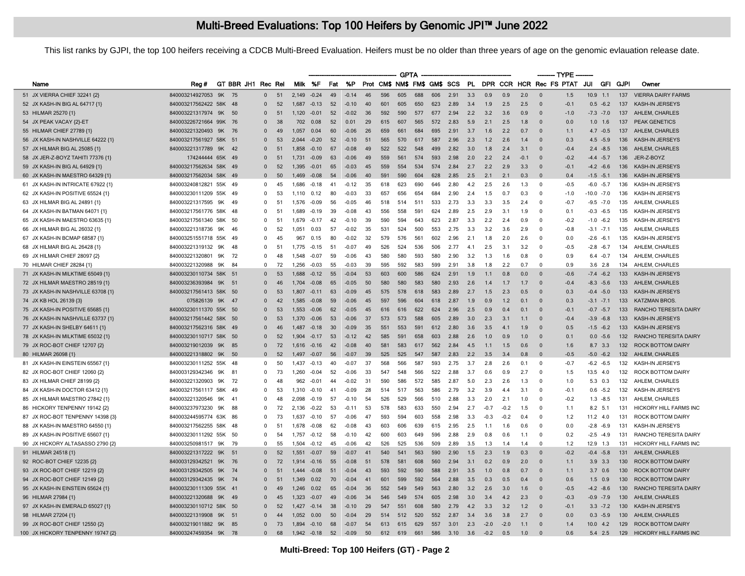# Multi-Breed Evaluations: Top 100 Heifers by Genomic JPI™ June 2022

This list ranks by GJPI, the top 100 heifers receiving a CDCB Multi-Breed Evaluation. Heifers must be no older than three years of age on the genomic evlauation release date.

| | | | | | | | GPTA | | | | | | | | | | | | | | | | | | TYPE | | | | |
|---|---|---|---|---|---|---|---|---|---|---|---|---|---|---|---|---|---|---|---|---|---|---|---|---|---|---|---|---|---|
| Name | Reg # | GT | BBR | JH1 | Rec | Rel | Milk | %F | Fat | %P | Prot | CM$ | NM$ | FM$ | GM$ | SCS | PL | DPR | CCR | HCR | Rec | FS | PTAT | JUI | GFI | GJPI | Owner |
| 51 JX VIERRA CHIEF 32241 {2} | 840003214927053 | 9K | 75 | | 0 | 51 | 2,149 | -0.24 | 49 | -0.14 | 46 | 596 | 605 | 688 | 606 | 2.91 | 3.3 | 0.9 | 0.9 | 2.0 | 0 | | 1.5 | 10.9 | 1.1 | 137 | VIERRA DAIRY FARMS |
| 52 JX KASH-IN BIG AL 64717 {1} | 840003217562422 | 58K | 48 | | 0 | 52 | 1,687 | -0.13 | 52 | -0.10 | 40 | 601 | 605 | 650 | 623 | 2.89 | 3.4 | 1.9 | 2.5 | 2.5 | 0 | | -0.1 | 0.5 | -6.2 | 137 | KASH-IN JERSEYS |
| 53 HILMAR 25270 {1} | 840003221317974 | 9K | 50 | | 0 | 51 | 1,120 | -0.01 | 52 | -0.02 | 36 | 592 | 590 | 577 | 677 | 2.94 | 2.2 | 3.2 | 3.6 | 0.9 | 0 | | -1.0 | -7.3 | -7.0 | 137 | AHLEM, CHARLES |
| 54 JX PEAK VACAY {2}-ET | 840003226721664 | 99K | 76 | | 0 | 38 | 702 | 0.08 | 52 | 0.01 | 29 | 615 | 607 | 565 | 572 | 2.83 | 5.9 | 2.1 | 2.5 | 1.8 | 0 | | 0.0 | 1.0 | 1.6 | 137 | PEAK GENETICS |
| 55 HILMAR CHIEF 27789 {1} | 840003221320493 | 9K | 76 | | 0 | 49 | 1,057 | 0.04 | 60 | -0.06 | 26 | 659 | 661 | 684 | 695 | 2.91 | 3.7 | 1.6 | 2.2 | 0.7 | 0 | | 1.1 | 4.7 | -0.5 | 137 | AHLEM, CHARLES |
| 56 JX KASH-IN NASHVILLE 64222 {1} | 840003217561927 | 58K | 51 | | 0 | 53 | 2,044 | -0.20 | 52 | -0.10 | 51 | 565 | 570 | 617 | 587 | 2.96 | 2.3 | 1.2 | 2.6 | 1.4 | 0 | | 0.3 | 4.5 | -5.9 | 136 | KASH-IN JERSEYS |
| 57 JX HILMAR BIG AL 25085 {1} | 840003221317789 | 9K | 42 | | 0 | 51 | 1,858 | -0.10 | 67 | -0.08 | 49 | 522 | 522 | 548 | 499 | 2.82 | 3.0 | 1.8 | 2.4 | 3.1 | 0 | | -0.4 | 2.4 | -8.5 | 136 | AHLEM, CHARLES |
| 58 JX JER-Z-BOYZ TAHITI 77376 {1} | 174244444 | 65K | 49 | | 0 | 51 | 1,731 | -0.09 | 63 | -0.06 | 49 | 559 | 561 | 574 | 593 | 2.98 | 2.0 | 2.2 | 2.4 | -0.1 | 0 | | -0.2 | -4.4 | -5.7 | 136 | JER-Z-BOYZ |
| 59 JX KASH-IN BIG AL 64929 {1} | 840003217562634 | 58K | 49 | | 0 | 52 | 1,395 | -0.01 | 65 | -0.03 | 45 | 559 | 554 | 534 | 574 | 2.84 | 2.7 | 2.2 | 2.9 | 3.3 | 0 | | -0.1 | -4.2 | -6.6 | 136 | KASH-IN JERSEYS |
| 60 JX KASH-IN MAESTRO 64329 {1} | 840003217562034 | 58K | 49 | | 0 | 50 | 1,469 | -0.08 | 54 | -0.06 | 40 | 591 | 590 | 604 | 628 | 2.85 | 2.5 | 2.1 | 2.1 | 0.3 | 0 | | 0.4 | -1.5 | -5.1 | 136 | KASH-IN JERSEYS |
| 61 JX KASH-IN INTRICATE 67922 {1} | 840003240812821 | 55K | 49 | | 0 | 45 | 1,686 | -0.18 | 41 | -0.12 | 35 | 618 | 623 | 690 | 646 | 2.80 | 4.2 | 2.5 | 2.6 | 1.3 | 0 | | -0.5 | -6.0 | -5.7 | 136 | KASH-IN JERSEYS |
| 62 JX KASH-IN POSITIVE 65524 {1} | 840003230111209 | 55K | 49 | | 0 | 53 | 1,110 | 0.12 | 80 | -0.03 | 33 | 657 | 656 | 654 | 684 | 2.90 | 2.4 | 1.5 | 0.7 | 0.3 | 0 | | -1.0 | -10.0 | -7.0 | 136 | KASH-IN JERSEYS |
| 63 JX HILMAR BIG AL 24891 {1} | 840003221317595 | 9K | 49 | | 0 | 51 | 1,576 | -0.09 | 56 | -0.05 | 46 | 518 | 514 | 511 | 533 | 2.73 | 3.3 | 3.3 | 3.5 | 2.4 | 0 | | -0.7 | -9.5 | -7.0 | 135 | AHLEM, CHARLES |
| 64 JX KASH-IN BATMAN 64071 {1} | 840003217561776 | 58K | 48 | | 0 | 51 | 1,689 | -0.19 | 39 | -0.08 | 43 | 556 | 558 | 591 | 624 | 2.89 | 2.5 | 2.9 | 3.1 | 1.9 | 0 | | 0.1 | -0.3 | -6.5 | 135 | KASH-IN JERSEYS |
| 65 JX KASH-IN MAESTRO 63635 {1} | 840003217561340 | 58K | 50 | | 0 | 51 | 1,679 | -0.17 | 42 | -0.10 | 39 | 590 | 594 | 643 | 623 | 2.87 | 3.3 | 2.2 | 2.4 | 0.9 | 0 | | -0.2 | -1.0 | -6.2 | 135 | KASH-IN JERSEYS |
| 66 JX HILMAR BIG AL 26032 {1} | 840003221318736 | 9K | 46 | | 0 | 52 | 1,051 | 0.03 | 57 | -0.02 | 35 | 531 | 524 | 500 | 553 | 2.75 | 3.3 | 3.2 | 3.6 | 2.9 | 0 | | -0.8 | -3.1 | -7.1 | 135 | AHLEM, CHARLES |
| 67 JX KASH-IN BCMAP 68587 {1} | 840003251551718 | 55K | 49 | | 0 | 45 | 967 | 0.15 | 80 | -0.02 | 32 | 579 | 576 | 561 | 602 | 2.96 | 2.1 | 1.8 | 2.0 | 2.6 | 0 | | 0.0 | -2.6 | -6.1 | 135 | KASH-IN JERSEYS |
| 68 JX HILMAR BIG AL 26428 {1} | 840003221319132 | 9K | 48 | | 0 | 51 | 1,775 | -0.15 | 51 | -0.07 | 49 | 526 | 524 | 536 | 506 | 2.77 | 4.1 | 2.5 | 3.1 | 3.2 | 0 | | -0.5 | -2.8 | -6.7 | 134 | AHLEM, CHARLES |
| 69 JX HILMAR CHIEF 28097 {2} | 840003221320801 | 9K | 72 | | 0 | 48 | 1,548 | -0.07 | 59 | -0.06 | 43 | 580 | 580 | 593 | 580 | 2.90 | 3.2 | 1.3 | 1.6 | 0.8 | 0 | | 0.9 | 6.4 | -0.7 | 134 | AHLEM, CHARLES |
| 70 HILMAR CHIEF 28284 {1} | 840003221320988 | 9K | 84 | | 0 | 72 | 1,256 | -0.03 | 55 | -0.03 | 39 | 595 | 592 | 583 | 599 | 2.91 | 3.8 | 1.8 | 2.2 | 0.7 | 0 | | 0.9 | 3.6 | 2.8 | 134 | AHLEM, CHARLES |
| 71 JX KASH-IN MILKTIME 65049 {1} | 840003230110734 | 58K | 51 | | 0 | 53 | 1,688 | -0.12 | 55 | -0.04 | 53 | 603 | 600 | 586 | 624 | 2.91 | 1.9 | 1.1 | 0.8 | 0.0 | 0 | | -0.6 | -7.4 | -6.2 | 133 | KASH-IN JERSEYS |
| 72 JX HILMAR MAESTRO 28519 {1} | 840003236393984 | 9K | 51 | | 0 | 46 | 1,704 | -0.08 | 65 | -0.05 | 50 | 580 | 580 | 583 | 580 | 2.93 | 2.6 | 1.4 | 1.7 | 1.7 | 0 | | -0.4 | -8.3 | -5.6 | 133 | AHLEM, CHARLES |
| 73 JX KASH-IN NASHVILLE 63708 {1} | 840003217561413 | 58K | 50 | | 0 | 53 | 1,807 | -0.11 | 63 | -0.09 | 45 | 575 | 578 | 618 | 583 | 2.89 | 2.7 | 1.5 | 2.3 | 0.5 | 0 | | 0.3 | -0.4 | -5.0 | 133 | KASH-IN JERSEYS |
| 74 JX KB HOL 26139 {3} | 075826139 | 9K | 47 | | 0 | 42 | 1,585 | -0.08 | 59 | -0.06 | 45 | 597 | 596 | 604 | 618 | 2.87 | 1.9 | 0.9 | 1.2 | 0.1 | 0 | | 0.3 | -3.1 | -7.1 | 133 | KATZMAN BROS. |
| 75 JX KASH-IN POSITIVE 65685 {1} | 840003230111370 | 55K | 50 | | 0 | 53 | 1,553 | -0.06 | 62 | -0.05 | 45 | 616 | 616 | 622 | 624 | 2.96 | 2.5 | 0.9 | 0.4 | 0.1 | 0 | | -0.1 | -0.7 | -5.7 | 133 | RANCHO TERESITA DAIRY |
| 76 JX KASH-IN NASHVILLE 63737 {1} | 840003217561442 | 58K | 50 | | 0 | 53 | 1,370 | -0.06 | 53 | -0.06 | 37 | 573 | 573 | 588 | 605 | 2.89 | 3.0 | 2.3 | 3.1 | 1.1 | 0 | | -0.4 | -3.9 | -6.8 | 133 | KASH-IN JERSEYS |
| 77 JX KASH-IN SHELBY 64611 {1} | 840003217562316 | 58K | 49 | | 0 | 46 | 1,487 | -0.18 | 30 | -0.09 | 35 | 551 | 553 | 591 | 612 | 2.80 | 3.6 | 3.5 | 4.1 | 1.9 | 0 | | 0.5 | -1.5 | -6.2 | 133 | KASH-IN JERSEYS |
| 78 JX KASH-IN MILKTIME 65032 {1} | 840003230110717 | 58K | 50 | | 0 | 52 | 1,390 | -0.03 | 53 | -0.12 | 42 | 585 | 591 | 658 | 603 | 2.88 | 2.6 | 1.0 | 0.9 | 1.0 | 0 | | 0.1 | 0.0 | -5.6 | 132 | RANCHO TERESITA DAIRY |
| 79 JX ROC-BOT CHIEF 12707 {2} | 840003219012039 | 9K | 85 | | 0 | 72 | 1,616 | -0.16 | 42 | -0.08 | 40 | 581 | 583 | 617 | 562 | 2.84 | 4.5 | 1.1 | 1.5 | 0.6 | 0 | | 1.6 | 8.7 | 3.3 | 132 | ROCK BOTTOM DAIRY |
| 80 HILMAR 26098 {1} | 840003221318802 | 9K | 50 | | 0 | 52 | 1,497 | -0.07 | 56 | -0.07 | 39 | 525 | 525 | 547 | 587 | 2.83 | 2.2 | 3.5 | 3.4 | 0.8 | 0 | | -0.5 | -5.0 | -6.2 | 132 | AHLEM, CHARLES |
| 81 JX KASH-IN EINSTEIN 65567 {1} | 840003230111252 | 55K | 48 | | 0 | 50 | 1,437 | -0.13 | 40 | -0.07 | 37 | 568 | 566 | 587 | 593 | 2.75 | 3.7 | 2.8 | 2.6 | 0.1 | 0 | | -0.7 | -6.2 | -6.5 | 132 | KASH-IN JERSEYS |
| 82 JX ROC-BOT CHIEF 12060 {2} | 840003129342346 | 9K | 81 | | 0 | 73 | 1,260 | -0.04 | 52 | -0.06 | 33 | 547 | 548 | 566 | 522 | 2.88 | 3.7 | 0.6 | 0.9 | 2.7 | 0 | | 1.5 | 13.5 | 4.0 | 132 | ROCK BOTTOM DAIRY |
| 83 JX HILMAR CHIEF 28199 {2} | 840003221320903 | 9K | 72 | | 0 | 48 | 962 | -0.01 | 44 | -0.02 | 31 | 590 | 586 | 572 | 585 | 2.87 | 5.0 | 2.3 | 2.6 | 1.3 | 0 | | 1.0 | 5.3 | 0.3 | 132 | AHLEM, CHARLES |
| 84 JX KASH-IN DOCTOR 63412 {1} | 840003217561117 | 58K | 49 | | 0 | 53 | 1,310 | -0.10 | 41 | -0.09 | 28 | 514 | 517 | 563 | 586 | 2.79 | 3.2 | 3.9 | 4.4 | 3.1 | 0 | | -0.1 | 0.6 | -5.2 | 132 | KASH-IN JERSEYS |
| 85 JX HILMAR MAESTRO 27842 {1} | 840003221320546 | 9K | 41 | | 0 | 48 | 2,098 | -0.19 | 57 | -0.10 | 54 | 526 | 529 | 566 | 510 | 2.88 | 3.3 | 2.0 | 2.1 | 1.0 | 0 | | -0.2 | 1.3 | -8.5 | 131 | AHLEM, CHARLES |
| 86 HICKORY TENPENNY 19142 {2} | 840003237973230 | 9K | 88 | | 0 | 72 | 2,136 | -0.22 | 53 | -0.11 | 53 | 578 | 583 | 633 | 550 | 2.94 | 2.7 | -0.7 | -0.2 | 1.5 | 0 | | 1.1 | 8.2 | 5.1 | 131 | HICKORY HILL FARMS INC |
| 87 JX ROC-BOT TENPENNY 14398 {3} | 840003244595774 | 63K | 86 | | 0 | 73 | 1,637 | -0.10 | 57 | -0.06 | 47 | 593 | 594 | 603 | 558 | 2.98 | 3.3 | -0.3 | -0.2 | 0.4 | 0 | | 1.2 | 11.2 | 4.0 | 131 | ROCK BOTTOM DAIRY |
| 88 JX KASH-IN MAESTRO 64550 {1} | 840003217562255 | 58K | 48 | | 0 | 51 | 1,678 | -0.08 | 62 | -0.08 | 43 | 603 | 606 | 639 | 615 | 2.95 | 2.5 | 1.1 | 1.6 | 0.6 | 0 | | 0.0 | -2.8 | -6.9 | 131 | KASH-IN JERSEYS |
| 89 JX KASH-IN POSITIVE 65607 {1} | 840003230111292 | 55K | 50 | | 0 | 54 | 1,757 | -0.12 | 58 | -0.10 | 42 | 600 | 603 | 649 | 596 | 2.88 | 2.9 | 0.8 | 0.6 | 1.1 | 0 | | 0.2 | -2.5 | -4.9 | 131 | RANCHO TERESITA DAIRY |
| 90 JX HICKORY ALTASASSO 2790 {2} | 840003250981517 | 9K | 79 | | 0 | 55 | 1,504 | -0.12 | 45 | -0.06 | 42 | 526 | 525 | 536 | 509 | 2.89 | 3.5 | 1.3 | 1.4 | 1.4 | 0 | | 1.2 | 12.9 | 1.3 | 131 | HICKORY HILL FARMS INC |
| 91 HILMAR 24518 {1} | 840003221317222 | 9K | 51 | | 0 | 52 | 1,551 | -0.07 | 59 | -0.07 | 41 | 540 | 541 | 563 | 590 | 2.90 | 1.5 | 2.3 | 1.9 | 0.3 | 0 | | -0.2 | -0.4 | -5.8 | 131 | AHLEM, CHARLES |
| 92 ROC-BOT CHIEF 12235 {2} | 840003129342521 | 9K | 76 | | 0 | 72 | 1,914 | -0.16 | 55 | -0.08 | 51 | 578 | 581 | 608 | 560 | 2.94 | 3.1 | 0.2 | 0.9 | 2.0 | 0 | | 1.1 | 3.9 | 3.3 | 130 | ROCK BOTTOM DAIRY |
| 93 JX ROC-BOT CHIEF 12219 {2} | 840003129342505 | 9K | 74 | | 0 | 51 | 1,444 | -0.08 | 51 | -0.04 | 43 | 593 | 592 | 590 | 588 | 2.91 | 3.5 | 1.0 | 0.8 | 0.7 | 0 | | 1.1 | 3.7 | 0.6 | 130 | ROCK BOTTOM DAIRY |
| 94 JX ROC-BOT CHIEF 12149 {2} | 840003129342435 | 9K | 74 | | 0 | 51 | 1,349 | 0.02 | 70 | -0.04 | 41 | 601 | 599 | 592 | 564 | 2.88 | 3.5 | 0.3 | 0.5 | 0.4 | 0 | | 0.6 | 1.5 | 0.9 | 130 | ROCK BOTTOM DAIRY |
| 95 JX KASH-IN EINSTEIN 65624 {1} | 840003230111309 | 55K | 41 | | 0 | 49 | 1,246 | 0.02 | 65 | -0.04 | 36 | 552 | 549 | 549 | 563 | 2.80 | 3.2 | 2.6 | 3.0 | 1.6 | 0 | | -0.5 | -4.2 | -8.6 | 130 | RANCHO TERESITA DAIRY |
| 96 HILMAR 27984 {1} | 840003221320688 | 9K | 49 | | 0 | 45 | 1,323 | -0.07 | 49 | -0.06 | 34 | 546 | 549 | 574 | 605 | 2.98 | 3.0 | 3.4 | 4.2 | 2.3 | 0 | | -0.3 | -0.9 | -7.9 | 130 | AHLEM, CHARLES |
| 97 JX KASH-IN EMERALD 65027 {1} | 840003230110712 | 58K | 50 | | 0 | 52 | 1,427 | -0.14 | 38 | -0.10 | 29 | 547 | 551 | 608 | 580 | 2.79 | 4.2 | 3.3 | 3.2 | 1.2 | 0 | | -0.1 | 3.3 | -7.2 | 130 | KASH-IN JERSEYS |
| 98 HILMAR 27204 {1} | 840003221319908 | 9K | 51 | | 0 | 44 | 1,052 | 0.00 | 50 | -0.04 | 29 | 514 | 512 | 520 | 552 | 2.87 | 3.4 | 3.6 | 3.8 | 2.7 | 0 | | 0.0 | 0.3 | -5.9 | 130 | AHLEM, CHARLES |
| 99 JX ROC-BOT CHIEF 12550 {2} | 840003219011882 | 9K | 85 | | 0 | 73 | 1,894 | -0.10 | 68 | -0.07 | 54 | 613 | 615 | 629 | 557 | 3.01 | 2.3 | -2.0 | -2.0 | 1.1 | 0 | | 1.4 | 10.0 | 4.2 | 129 | ROCK BOTTOM DAIRY |
| 100 JX HICKORY TENPENNY 19747 {2} | 840003247459354 | 9K | 78 | | 0 | 68 | 1,942 | -0.18 | 52 | -0.09 | 50 | 612 | 619 | 661 | 586 | 3.10 | 3.6 | -0.2 | 0.5 | 1.0 | 0 | | 0.6 | 5.4 | 2.5 | 129 | HICKORY HILL FARMS INC |

Multi-Breed: Top 100 Heifers (GT) - Page 2